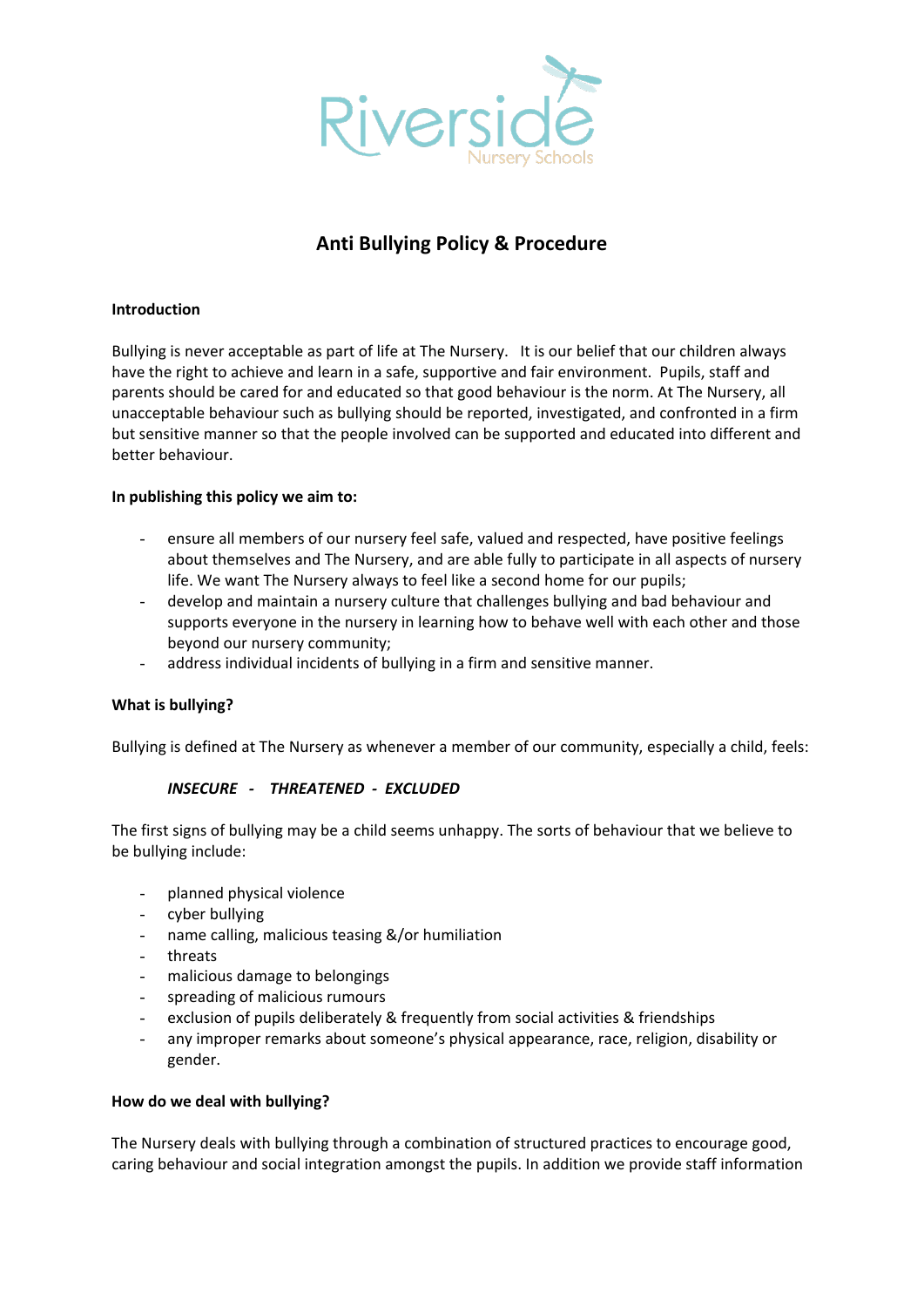Riverside

Nursery Schools

# Anti Bullying Policy & Procedure

**Introduction**

Bullying is never acceptable as part of life at The Nursery. It is our belief that our children always have the right to achieve and learn in a safe, supportive and fair environment. Pupils, staff and parents should be cared for and educated so that good behaviour is the norm. At The Nursery, all unacceptable behaviour such as bullying should be reported, investigated, and confronted in a firm but sensitive manner so that the people involved can be supported and educated into different and better behaviour.

**In publishing this policy we aim to:**

- ensure all members of our nursery feel safe, valued and respected, have positive feelings about themselves and The Nursery, and are able fully to participate in all aspects of nursery life. We want The Nursery always to feel like a second home for our pupils;
- develop and maintain a nursery culture that challenges bullying and bad behaviour and supports everyone in the nursery in learning how to behave well with each other and those beyond our nursery community;
- address individual incidents of bullying in a firm and sensitive manner.

**What is bullying?**

Bullying is defined at The Nursery as whenever a member of our community, especially a child, feels:

***INSECURE - THREATENED - EXCLUDED***

The first signs of bullying may be a child seems unhappy. The sorts of behaviour that we believe to be bullying include:

- planned physical violence
- cyber bullying
- name calling, malicious teasing &/or humiliation
- threats
- malicious damage to belongings
- spreading of malicious rumours
- exclusion of pupils deliberately & frequently from social activities & friendships
- any improper remarks about someone's physical appearance, race, religion, disability or gender.

**How do we deal with bullying?**

The Nursery deals with bullying through a combination of structured practices to encourage good, caring behaviour and social integration amongst the pupils. In addition we provide staff information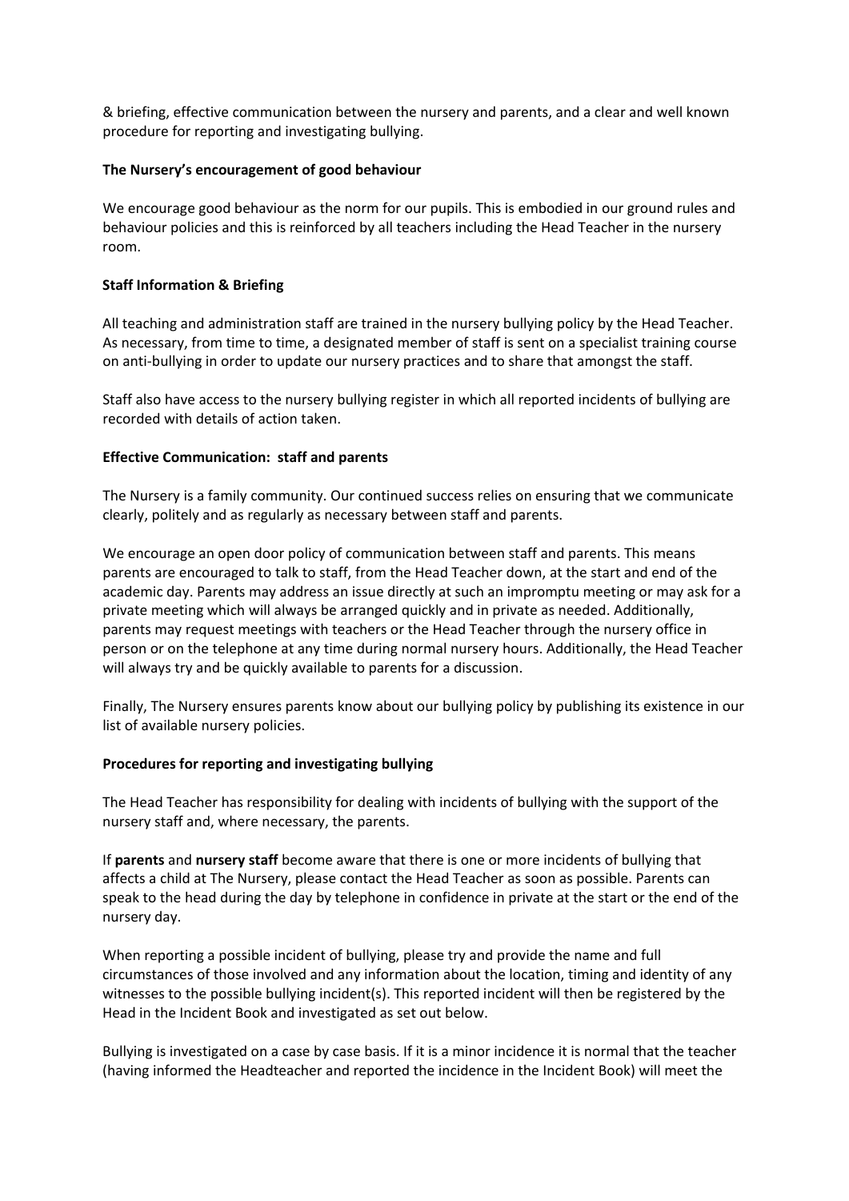& briefing, effective communication between the nursery and parents, and a clear and well known procedure for reporting and investigating bullying.

**The Nursery's encouragement of good behaviour**

We encourage good behaviour as the norm for our pupils. This is embodied in our ground rules and behaviour policies and this is reinforced by all teachers including the Head Teacher in the nursery room.

**Staff Information & Briefing**

All teaching and administration staff are trained in the nursery bullying policy by the Head Teacher. As necessary, from time to time, a designated member of staff is sent on a specialist training course on anti-bullying in order to update our nursery practices and to share that amongst the staff.

Staff also have access to the nursery bullying register in which all reported incidents of bullying are recorded with details of action taken.

**Effective Communication: staff and parents**

The Nursery is a family community. Our continued success relies on ensuring that we communicate clearly, politely and as regularly as necessary between staff and parents.

We encourage an open door policy of communication between staff and parents. This means parents are encouraged to talk to staff, from the Head Teacher down, at the start and end of the academic day. Parents may address an issue directly at such an impromptu meeting or may ask for a private meeting which will always be arranged quickly and in private as needed. Additionally, parents may request meetings with teachers or the Head Teacher through the nursery office in person or on the telephone at any time during normal nursery hours. Additionally, the Head Teacher will always try and be quickly available to parents for a discussion.

Finally, The Nursery ensures parents know about our bullying policy by publishing its existence in our list of available nursery policies.

**Procedures for reporting and investigating bullying**

The Head Teacher has responsibility for dealing with incidents of bullying with the support of the nursery staff and, where necessary, the parents.

If **parents** and **nursery staff** become aware that there is one or more incidents of bullying that affects a child at The Nursery, please contact the Head Teacher as soon as possible. Parents can speak to the head during the day by telephone in confidence in private at the start or the end of the nursery day.

When reporting a possible incident of bullying, please try and provide the name and full circumstances of those involved and any information about the location, timing and identity of any witnesses to the possible bullying incident(s). This reported incident will then be registered by the Head in the Incident Book and investigated as set out below.

Bullying is investigated on a case by case basis. If it is a minor incidence it is normal that the teacher (having informed the Headteacher and reported the incidence in the Incident Book) will meet the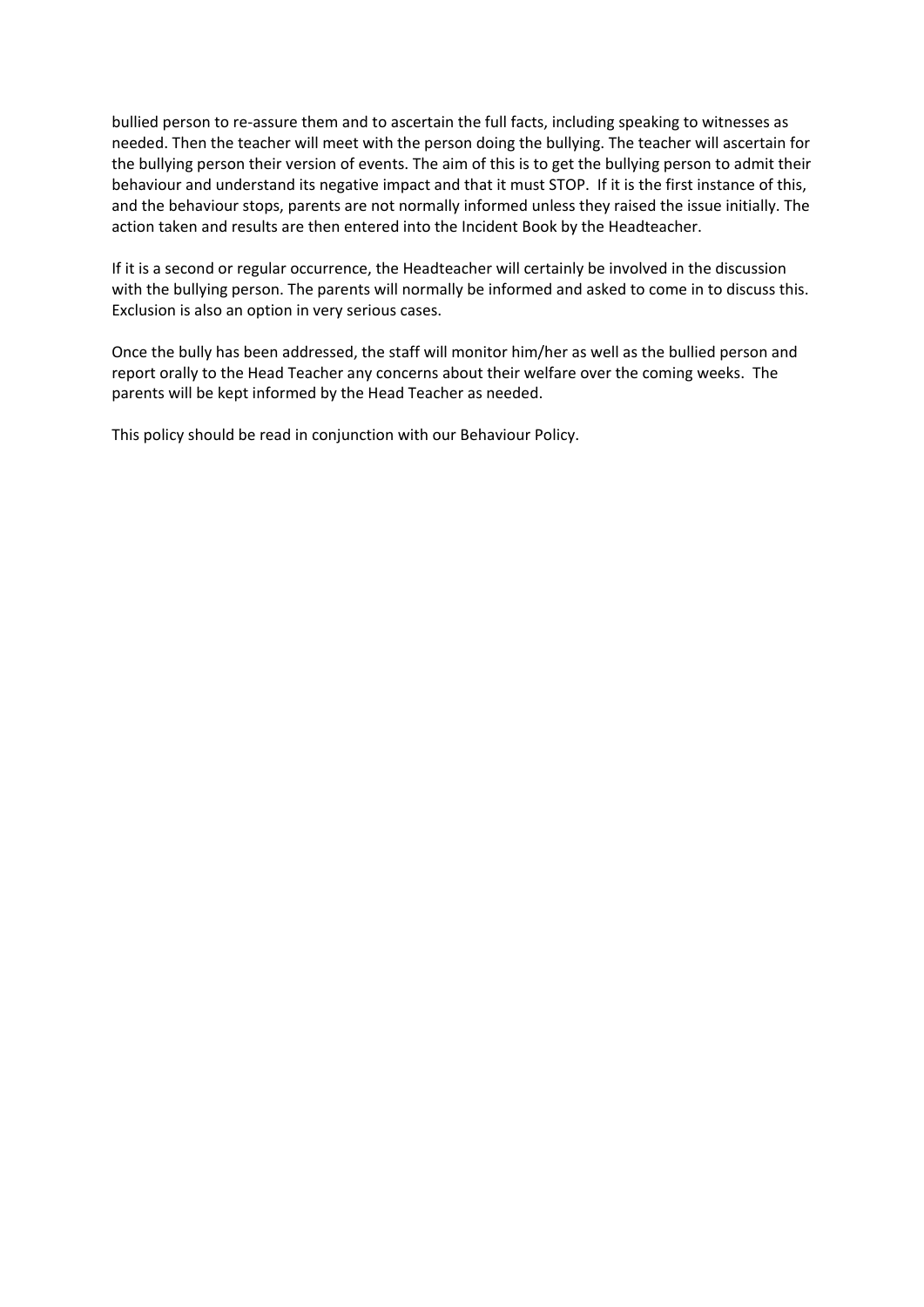bullied person to re-assure them and to ascertain the full facts, including speaking to witnesses as needed. Then the teacher will meet with the person doing the bullying. The teacher will ascertain for the bullying person their version of events. The aim of this is to get the bullying person to admit their behaviour and understand its negative impact and that it must STOP. If it is the first instance of this, and the behaviour stops, parents are not normally informed unless they raised the issue initially. The action taken and results are then entered into the Incident Book by the Headteacher.

If it is a second or regular occurrence, the Headteacher will certainly be involved in the discussion with the bullying person. The parents will normally be informed and asked to come in to discuss this. Exclusion is also an option in very serious cases.

Once the bully has been addressed, the staff will monitor him/her as well as the bullied person and report orally to the Head Teacher any concerns about their welfare over the coming weeks. The parents will be kept informed by the Head Teacher as needed.

This policy should be read in conjunction with our Behaviour Policy.